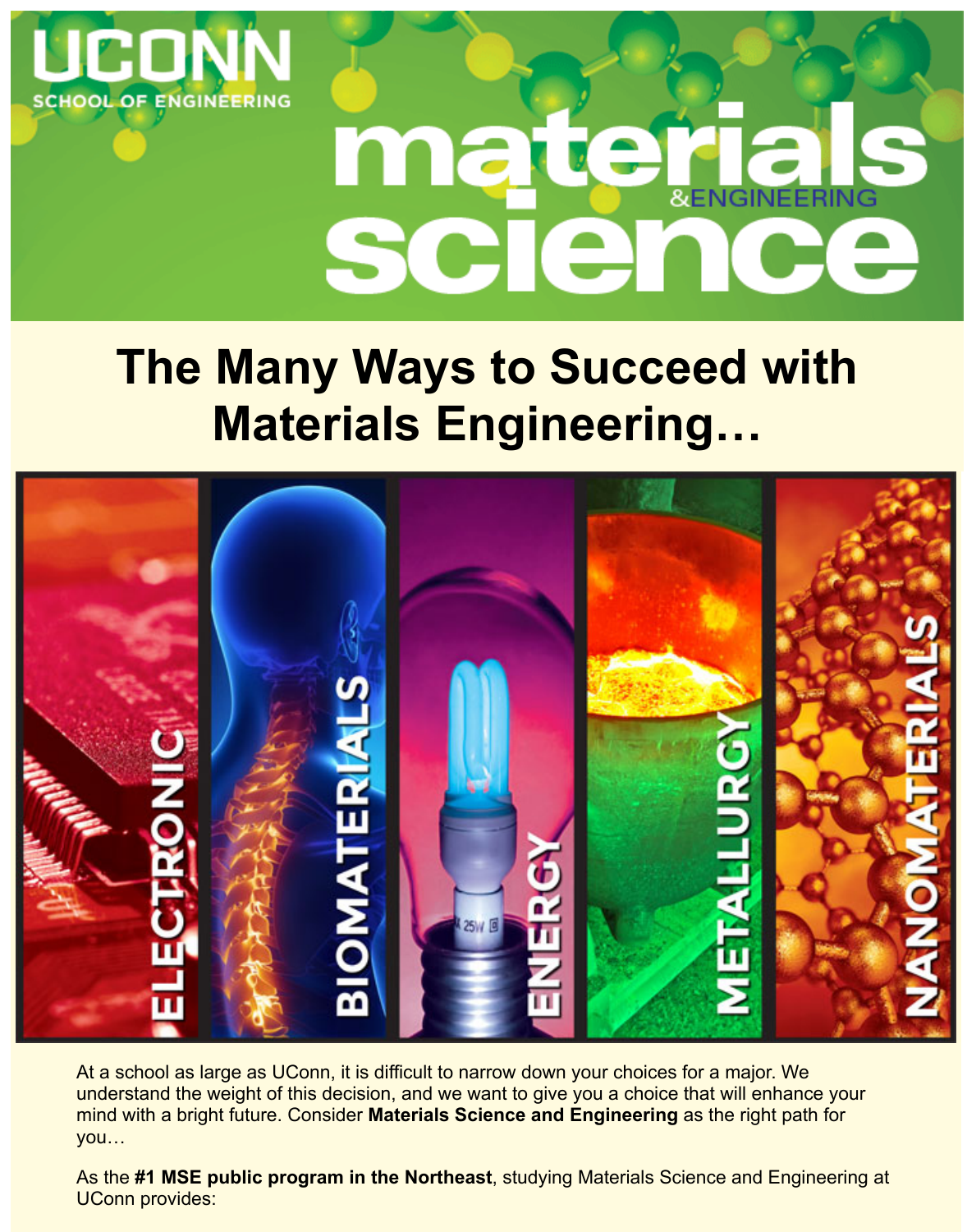UCONN
SCHOOL OF ENGINEERING

# materials science &ENGINEERING

## The Many Ways to Succeed with Materials Engineering…

ELECTRONIC | BIOMATERIALS | ENERGY | METALLURGY | NANOMATERIALS

At a school as large as UConn, it is difficult to narrow down your choices for a major. We understand the weight of this decision, and we want to give you a choice that will enhance your mind with a bright future. Consider **Materials Science and Engineering** as the right path for you…

As the **#1 MSE public program in the Northeast**, studying Materials Science and Engineering at UConn provides: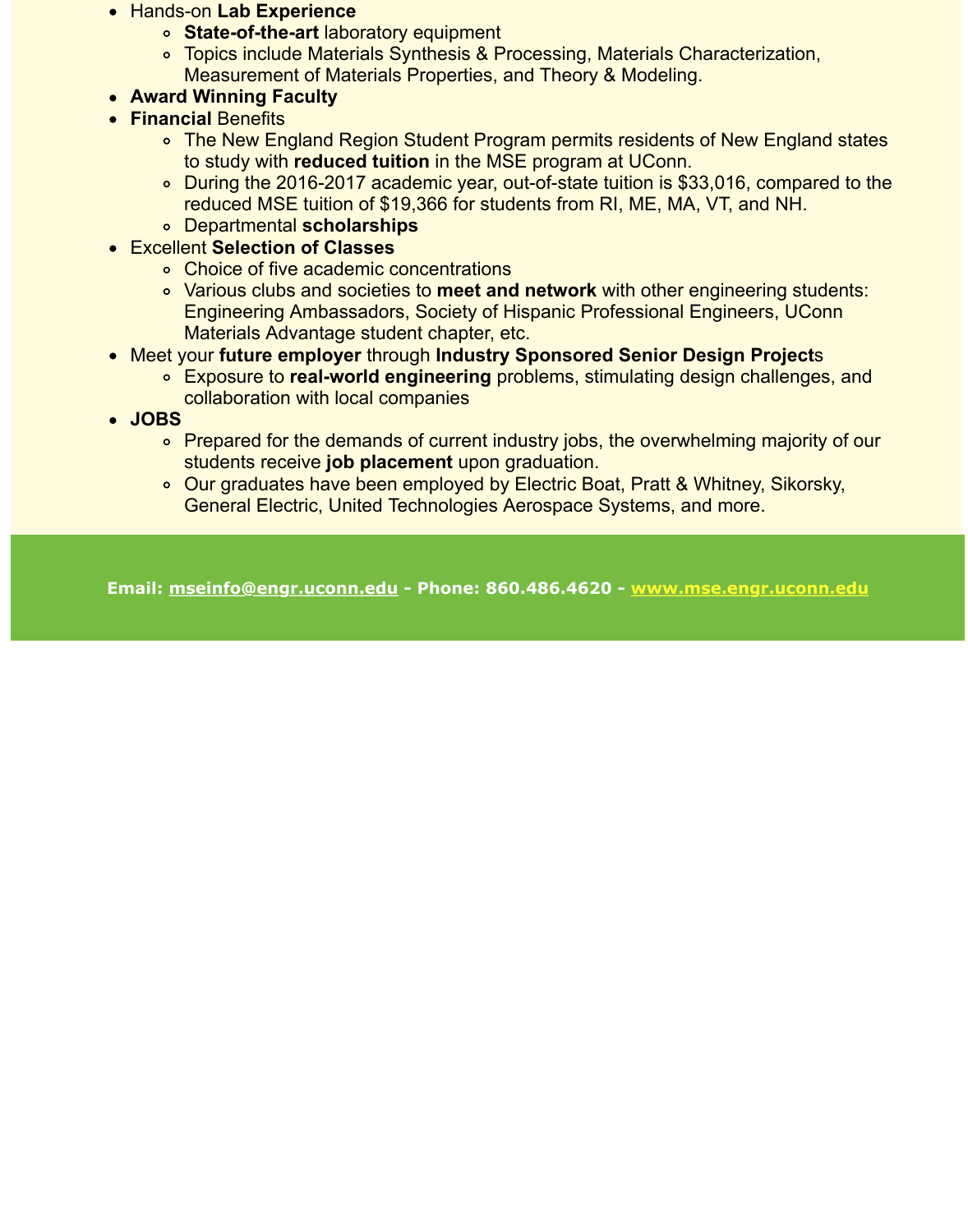- Hands-on **Lab Experience**
    - **State-of-the-art** laboratory equipment
    - Topics include Materials Synthesis & Processing, Materials Characterization, Measurement of Materials Properties, and Theory & Modeling.
- **Award Winning Faculty**
- **Financial** Benefits
    - The New England Region Student Program permits residents of New England states to study with **reduced tuition** in the MSE program at UConn.
    - During the 2016-2017 academic year, out-of-state tuition is $33,016, compared to the reduced MSE tuition of $19,366 for students from RI, ME, MA, VT, and NH.
    - Departmental **scholarships**
- Excellent **Selection of Classes**
    - Choice of five academic concentrations
    - Various clubs and societies to **meet and network** with other engineering students: Engineering Ambassadors, Society of Hispanic Professional Engineers, UConn Materials Advantage student chapter, etc.
- Meet your **future employer** through **Industry Sponsored Senior Design Project**s
    - Exposure to **real-world engineering** problems, stimulating design challenges, and collaboration with local companies
- **JOBS**
    - Prepared for the demands of current industry jobs, the overwhelming majority of our students receive **job placement** upon graduation.
    - Our graduates have been employed by Electric Boat, Pratt & Whitney, Sikorsky, General Electric, United Technologies Aerospace Systems, and more.

**Email: mseinfo@engr.uconn.edu - Phone: 860.486.4620 - www.mse.engr.uconn.edu**